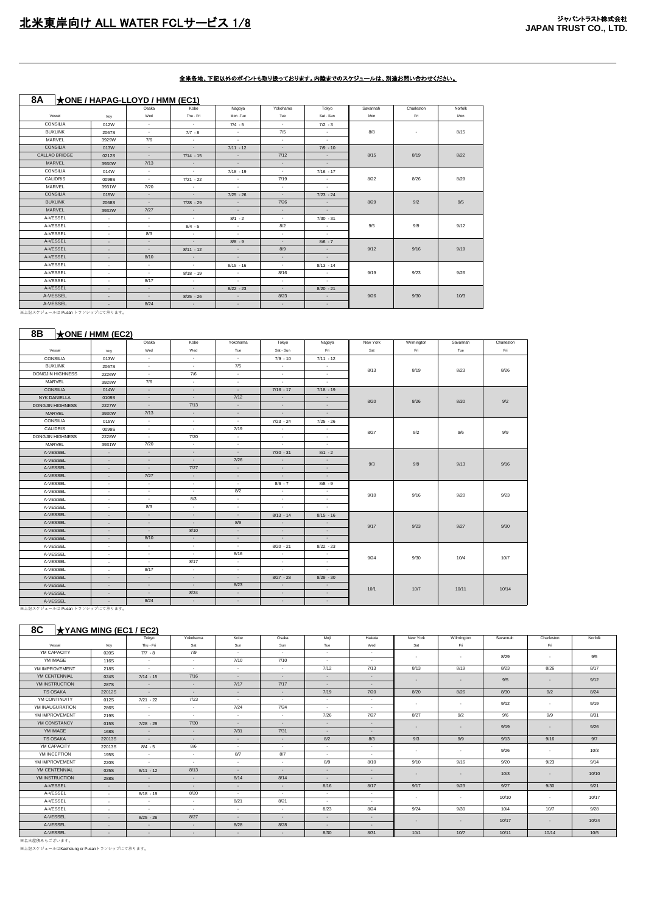# 北米東岸向け ALL WATER FCLサービス 1/8

**ジャパントラスト株式会社**
**JAPAN TRUST CO., LTD.**

**全米各地、下記以外のポイントも取り扱っております。内陸までのスケジュールは、別途お問い合わせください。**

## 8A ★ONE / HAPAG-LLOYD / HMM (EC1)

| Vessel | Voy | Osaka Wed | Kobe Thu - Fri | Nagoya Mon -Tue | Yokohama Tue | Tokyo Sat - Sun | Savannah Mon | Charleston Fri | Norfolk Mon |
|---|---|---|---|---|---|---|---|---|---|
| CONSILIA | 012W | - | - | 7/4 - 5 | - | 7/2 - 3 | 8/8 | - | 8/15 |
| BUXLINK | 2067S | - | 7/7 - 8 | - | 7/5 | - | | | |
| MARVEL | 3929W | 7/6 | - | - | - | - | | | |
| CONSILIA | 013W | - | - | 7/11 - 12 | - | 7/9 - 10 | 8/15 | 8/19 | 8/22 |
| CALLAO BRIDGE | 0212S | - | 7/14 - 15 | - | 7/12 | - | | | |
| MARVEL | 3930W | 7/13 | - | - | - | - | | | |
| CONSILIA | 014W | - | - | 7/18 - 19 | - | 7/16 - 17 | 8/22 | 8/26 | 8/29 |
| CALIDRIS | 0099S | - | 7/21 - 22 | - | 7/19 | - | | | |
| MARVEL | 3931W | 7/20 | - | - | - | - | | | |
| CONSILIA | 015W | - | - | 7/25 - 26 | - | 7/23 - 24 | 8/29 | 9/2 | 9/5 |
| BUXLINK | 2068S | - | 7/28 - 29 | - | 7/26 | - | | | |
| MARVEL | 3932W | 7/27 | - | - | - | - | | | |
| A-VESSEL | - | - | - | 8/1 - 2 | - | 7/30 - 31 | 9/5 | 9/9 | 9/12 |
| A-VESSEL | - | - | 8/4 - 5 | - | 8/2 | - | | | |
| A-VESSEL | - | 8/3 | - | - | - | - | | | |
| A-VESSEL | - | - | - | 8/8 - 9 | - | 8/6 - 7 | 9/12 | 9/16 | 9/19 |
| A-VESSEL | - | - | 8/11 - 12 | - | 8/9 | - | | | |
| A-VESSEL | - | 8/10 | - | - | - | - | | | |
| A-VESSEL | - | - | - | 8/15 - 16 | - | 8/13 - 14 | 9/19 | 9/23 | 9/26 |
| A-VESSEL | - | - | 8/18 - 19 | - | 8/16 | - | | | |
| A-VESSEL | - | 8/17 | - | - | - | - | | | |
| A-VESSEL | - | - | - | 8/22 - 23 | - | 8/20 - 21 | 9/26 | 9/30 | 10/3 |
| A-VESSEL | - | - | 8/25 - 26 | - | 8/23 | - | | | |
| A-VESSEL | - | 8/24 | - | - | - | - | | | |

※上記スケジュールは Pusan トランシップにて承ります。

## 8B ★ONE / HMM (EC2)

| Vessel | Voy | Osaka Wed | Kobe Wed | Yokohama Tue | Tokyo Sat - Sun | Nagoya Fri | New York Sat | Wilmington Fri | Savannah Tue | Charleston Fri |
|---|---|---|---|---|---|---|---|---|---|---|
| CONSILIA | 013W | - | - | - | 7/9 - 10 | 7/11 - 12 | 8/13 | 8/19 | 8/23 | 8/26 |
| BUXLINK | 2067S | - | - | 7/5 | - | - | | | | |
| DONGJIN HIGHNESS | 2226W | - | 7/6 | - | - | - | | | | |
| MARVEL | 3929W | 7/6 | - | - | - | - | | | | |
| CONSILIA | 014W | - | - | - | 7/16 - 17 | 7/18 - 19 | 8/20 | 8/26 | 8/30 | 9/2 |
| NYK DANIELLA | 0109S | - | - | 7/12 | - | - | | | | |
| DONGJIN HIGHNESS | 2227W | - | 7/13 | - | - | - | | | | |
| MARVEL | 3930W | 7/13 | - | - | - | - | | | | |
| CONSILIA | 015W | - | - | - | 7/23 - 24 | 7/25 - 26 | 8/27 | 9/2 | 9/6 | 9/9 |
| CALIDRIS | 0099S | - | - | 7/19 | - | - | | | | |
| DONGJIN HIGHNESS | 2228W | - | 7/20 | - | - | - | | | | |
| MARVEL | 3931W | 7/20 | - | - | - | - | | | | |
| A-VESSEL | - | - | - | - | 7/30 - 31 | 8/1 - 2 | 9/3 | 9/9 | 9/13 | 9/16 |
| A-VESSEL | - | - | - | 7/26 | - | - | | | | |
| A-VESSEL | - | - | 7/27 | - | - | - | | | | |
| A-VESSEL | - | 7/27 | - | - | - | - | | | | |
| A-VESSEL | - | - | - | - | 8/6 - 7 | 8/8 - 9 | 9/10 | 9/16 | 9/20 | 9/23 |
| A-VESSEL | - | - | - | 8/2 | - | - | | | | |
| A-VESSEL | - | - | 8/3 | - | - | - | | | | |
| A-VESSEL | - | 8/3 | - | - | - | - | | | | |
| A-VESSEL | - | - | - | - | 8/13 - 14 | 8/15 - 16 | 9/17 | 9/23 | 9/27 | 9/30 |
| A-VESSEL | - | - | - | 8/9 | - | - | | | | |
| A-VESSEL | - | - | 8/10 | - | - | - | | | | |
| A-VESSEL | - | 8/10 | - | - | - | - | | | | |
| A-VESSEL | - | - | - | - | 8/20 - 21 | 8/22 - 23 | 9/24 | 9/30 | 10/4 | 10/7 |
| A-VESSEL | - | - | - | 8/16 | - | - | | | | |
| A-VESSEL | - | - | 8/17 | - | - | - | | | | |
| A-VESSEL | - | 8/17 | - | - | - | - | | | | |
| A-VESSEL | - | - | - | - | 8/27 - 28 | 8/29 - 30 | 10/1 | 10/7 | 10/11 | 10/14 |
| A-VESSEL | - | - | - | 8/23 | - | - | | | | |
| A-VESSEL | - | - | 8/24 | - | - | - | | | | |
| A-VESSEL | - | 8/24 | - | - | - | - | | | | |

※上記スケジュールは Pusan トランシップにて承ります。

## 8C ★YANG MING (EC1 / EC2)

| Vessel | Voy | Tokyo Thu - Fri | Yokohama Sat | Kobe Sun | Osaka Sun | Moji Tue | Hakata Wed | New York Sat | Wilmington Fri | Savannah | Charleston Fri | Norfolk |
|---|---|---|---|---|---|---|---|---|---|---|---|---|
| YM CAPACITY | 020S | 7/7 - 8 | 7/9 | - | - | - | - | - | - | 8/29 | - | 9/5 |
| YM IMAGE | 116S | - | - | 7/10 | 7/10 | - | - | | | | | |
| YM IMPROVEMENT | 218S | - | - | - | - | 7/12 | 7/13 | 8/13 | 8/19 | 8/23 | 8/26 | 8/17 |
| YM CENTENNIAL | 024S | 7/14 - 15 | 7/16 | - | - | - | - | - | - | 9/5 | - | 9/12 |
| YM INSTRUCTION | 287S | - | - | 7/17 | 7/17 | - | - | | | | | |
| TS OSAKA | 22012S | - | - | - | - | 7/19 | 7/20 | 8/20 | 8/26 | 8/30 | 9/2 | 8/24 |
| YM CONTINUITY | 012S | 7/21 - 22 | 7/23 | - | - | - | - | - | - | 9/12 | - | 9/19 |
| YM INAUGURATION | 286S | - | - | 7/24 | 7/24 | - | - | | | | | |
| YM IMPROVEMENT | 219S | - | - | - | - | 7/26 | 7/27 | 8/27 | 9/2 | 9/6 | 9/9 | 8/31 |
| YM CONSTANCY | 015S | 7/28 - 29 | 7/30 | - | - | - | - | - | - | 9/19 | - | 9/26 |
| YM IMAGE | 168S | - | - | 7/31 | 7/31 | - | - | | | | | |
| TS OSAKA | 22013S | - | - | - | - | 8/2 | 8/3 | 9/3 | 9/9 | 9/13 | 9/16 | 9/7 |
| YM CAPACITY | 22013S | 8/4 - 5 | 8/6 | - | - | - | - | - | - | 9/26 | - | 10/3 |
| YM INCEPTION | 195S | - | - | 8/7 | 8/7 | - | - | | | | | |
| YM IMPROVEMENT | 220S | - | - | - | - | 8/9 | 8/10 | 9/10 | 9/16 | 9/20 | 9/23 | 9/14 |
| YM CENTENNIAL | 025S | 8/11 - 12 | 8/13 | - | - | - | - | - | - | 10/3 | - | 10/10 |
| YM INSTRUCTION | 288S | - | - | 8/14 | 8/14 | - | - | | | | | |
| A-VESSEL | - | - | - | - | - | 8/16 | 8/17 | 9/17 | 9/23 | 9/27 | 9/30 | 9/21 |
| A-VESSEL | - | 8/18 - 19 | 8/20 | - | - | - | - | - | - | 10/10 | - | 10/17 |
| A-VESSEL | - | - | - | 8/21 | 8/21 | - | - | | | | | |
| A-VESSEL | - | - | - | - | - | 8/23 | 8/24 | 9/24 | 9/30 | 10/4 | 10/7 | 9/28 |
| A-VESSEL | - | 8/25 - 26 | 8/27 | - | - | - | - | - | - | 10/17 | - | 10/24 |
| A-VESSEL | - | - | - | 8/28 | 8/28 | - | - | | | | | |
| A-VESSEL | - | - | - | - | - | 8/30 | 8/31 | 10/1 | 10/7 | 10/11 | 10/14 | 10/5 |

※名古屋積みもございます。

※上記スケジュールはKaohsiung or Pusanトランシップにて承ります。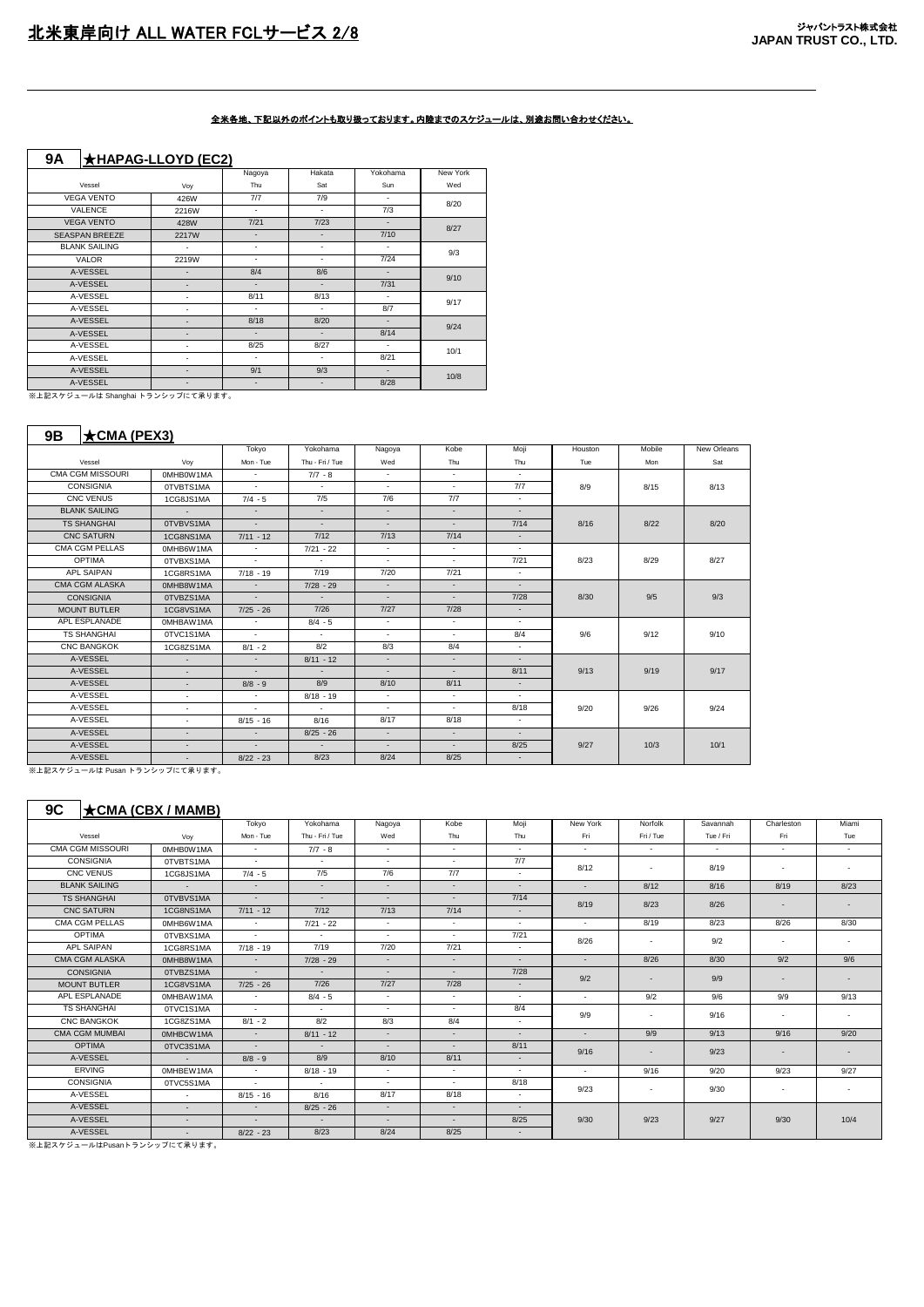# 北米東岸向け ALL WATER FCLサービス 2/8

ジャパントラスト株式会社
JAPAN TRUST CO., LTD.

全米各地、下記以外のポイントも取り扱っております。内陸までのスケジュールは、別途お問い合わせください。

## 9A ★HAPAG-LLOYD (EC2)

| Vessel | Voy | Nagoya<br>Thu | Hakata<br>Sat | Yokohama<br>Sun | New York<br>Wed |
|---|---|---|---|---|---|
| VEGA VENTO | 426W | 7/7 | 7/9 | - | 8/20 |
| VALENCE | 2216W | - | - | 7/3 | |
| VEGA VENTO | 428W | 7/21 | 7/23 | - | 8/27 |
| SEASPAN BREEZE | 2217W | - | - | 7/10 | |
| BLANK SAILING | - | - | - | - | 9/3 |
| VALOR | 2219W | - | - | 7/24 | |
| A-VESSEL | - | 8/4 | 8/6 | - | 9/10 |
| A-VESSEL | - | - | - | 7/31 | |
| A-VESSEL | - | 8/11 | 8/13 | - | 9/17 |
| A-VESSEL | - | - | - | 8/7 | |
| A-VESSEL | - | 8/18 | 8/20 | - | 9/24 |
| A-VESSEL | - | - | - | 8/14 | |
| A-VESSEL | - | 8/25 | 8/27 | - | 10/1 |
| A-VESSEL | - | - | - | 8/21 | |
| A-VESSEL | - | 9/1 | 9/3 | - | 10/8 |
| A-VESSEL | - | - | - | 8/28 | |

※上記スケジュールは Shanghai トランシップにて承ります。

## 9B ★CMA (PEX3)

| Vessel | Voy | Tokyo<br>Mon - Tue | Yokohama<br>Thu - Fri / Tue | Nagoya<br>Wed | Kobe<br>Thu | Moji<br>Thu | Houston<br>Tue | Mobile<br>Mon | New Orleans<br>Sat |
|---|---|---|---|---|---|---|---|---|---|
| CMA CGM MISSOURI | 0MHB0W1MA | - | 7/7 - 8 | - | - | - | 8/9 | 8/15 | 8/13 |
| CONSIGNIA | 0TVBTS1MA | - | - | - | - | 7/7 | | | |
| CNC VENUS | 1CG8JS1MA | 7/4 - 5 | 7/5 | 7/6 | 7/7 | - | | | |
| BLANK SAILING | - | - | - | - | - | - | 8/16 | 8/22 | 8/20 |
| TS SHANGHAI | 0TVBVS1MA | - | - | - | - | 7/14 | | | |
| CNC SATURN | 1CG8NS1MA | 7/11 - 12 | 7/12 | 7/13 | 7/14 | - | | | |
| CMA CGM PELLAS | 0MHB6W1MA | - | 7/21 - 22 | - | - | - | 8/23 | 8/29 | 8/27 |
| OPTIMA | 0TVBXS1MA | - | - | - | - | 7/21 | | | |
| APL SAIPAN | 1CG8RS1MA | 7/18 - 19 | 7/19 | 7/20 | 7/21 | - | | | |
| CMA CGM ALASKA | 0MHB8W1MA | - | 7/28 - 29 | - | - | - | 8/30 | 9/5 | 9/3 |
| CONSIGNIA | 0TVBZS1MA | - | - | - | - | 7/28 | | | |
| MOUNT BUTLER | 1CG8VS1MA | 7/25 - 26 | 7/26 | 7/27 | 7/28 | - | | | |
| APL ESPLANADE | 0MHBAW1MA | - | 8/4 - 5 | - | - | - | 9/6 | 9/12 | 9/10 |
| TS SHANGHAI | 0TVC1S1MA | - | - | - | - | 8/4 | | | |
| CNC BANGKOK | 1CG8ZS1MA | 8/1 - 2 | 8/2 | 8/3 | 8/4 | - | | | |
| A-VESSEL | - | - | 8/11 - 12 | - | - | - | 9/13 | 9/19 | 9/17 |
| A-VESSEL | - | - | - | - | - | 8/11 | | | |
| A-VESSEL | - | 8/8 - 9 | 8/9 | 8/10 | 8/11 | - | | | |
| A-VESSEL | - | - | 8/18 - 19 | - | - | - | 9/20 | 9/26 | 9/24 |
| A-VESSEL | - | - | - | - | - | 8/18 | | | |
| A-VESSEL | - | 8/15 - 16 | 8/16 | 8/17 | 8/18 | - | | | |
| A-VESSEL | - | - | 8/25 - 26 | - | - | - | 9/27 | 10/3 | 10/1 |
| A-VESSEL | - | - | - | - | - | 8/25 | | | |
| A-VESSEL | - | 8/22 - 23 | 8/23 | 8/24 | 8/25 | - | | | |

※上記スケジュールは Pusan トランシップにて承ります。

## 9C ★CMA (CBX / MAMB)

| Vessel | Voy | Tokyo<br>Mon - Tue | Yokohama<br>Thu - Fri / Tue | Nagoya<br>Wed | Kobe<br>Thu | Moji<br>Thu | New York<br>Fri | Norfolk<br>Fri / Tue | Savannah<br>Tue / Fri | Charleston<br>Fri | Miami<br>Tue |
|---|---|---|---|---|---|---|---|---|---|---|---|
| CMA CGM MISSOURI | 0MHB0W1MA | - | 7/7 - 8 | - | - | - | - | - | - | - | - |
| CONSIGNIA | 0TVBTS1MA | - | - | - | - | 7/7 | 8/12 | - | 8/19 | - | - |
| CNC VENUS | 1CG8JS1MA | 7/4 - 5 | 7/5 | 7/6 | 7/7 | - | | | | | |
| BLANK SAILING | - | - | - | - | - | - | - | 8/12 | 8/16 | 8/19 | 8/23 |
| TS SHANGHAI | 0TVBVS1MA | - | - | - | - | 7/14 | 8/19 | 8/23 | 8/26 | - | - |
| CNC SATURN | 1CG8NS1MA | 7/11 - 12 | 7/12 | 7/13 | 7/14 | - | | | | | |
| CMA CGM PELLAS | 0MHB6W1MA | - | 7/21 - 22 | - | - | - | - | 8/19 | 8/23 | 8/26 | 8/30 |
| OPTIMA | 0TVBXS1MA | - | - | - | - | 7/21 | 8/26 | - | 9/2 | - | - |
| APL SAIPAN | 1CG8RS1MA | 7/18 - 19 | 7/19 | 7/20 | 7/21 | - | | | | | |
| CMA CGM ALASKA | 0MHB8W1MA | - | 7/28 - 29 | - | - | - | - | 8/26 | 8/30 | 9/2 | 9/6 |
| CONSIGNIA | 0TVBZS1MA | - | - | - | - | 7/28 | 9/2 | - | 9/9 | - | - |
| MOUNT BUTLER | 1CG8VS1MA | 7/25 - 26 | 7/26 | 7/27 | 7/28 | - | | | | | |
| APL ESPLANADE | 0MHBAW1MA | - | 8/4 - 5 | - | - | - | - | 9/2 | 9/6 | 9/9 | 9/13 |
| TS SHANGHAI | 0TVC1S1MA | - | - | - | - | 8/4 | 9/9 | - | 9/16 | - | - |
| CNC BANGKOK | 1CG8ZS1MA | 8/1 - 2 | 8/2 | 8/3 | 8/4 | - | | | | | |
| CMA CGM MUMBAI | 0MHBCW1MA | - | 8/11 - 12 | - | - | - | - | 9/9 | 9/13 | 9/16 | 9/20 |
| OPTIMA | 0TVC3S1MA | - | - | - | - | 8/11 | 9/16 | - | 9/23 | - | - |
| A-VESSEL | - | 8/8 - 9 | 8/9 | 8/10 | 8/11 | - | | | | | |
| ERVING | 0MHBEW1MA | - | 8/18 - 19 | - | - | - | - | 9/16 | 9/20 | 9/23 | 9/27 |
| CONSIGNIA | 0TVC5S1MA | - | - | - | - | 8/18 | 9/23 | - | 9/30 | - | - |
| A-VESSEL | - | 8/15 - 16 | 8/16 | 8/17 | 8/18 | - | | | | | |
| A-VESSEL | - | - | 8/25 - 26 | - | - | - | 9/30 | 9/23 | 9/27 | 9/30 | 10/4 |
| A-VESSEL | - | - | - | - | - | 8/25 | | | | | |
| A-VESSEL | - | 8/22 - 23 | 8/23 | 8/24 | 8/25 | - | | | | | |

※上記スケジュールはPusanトランシップにて承ります。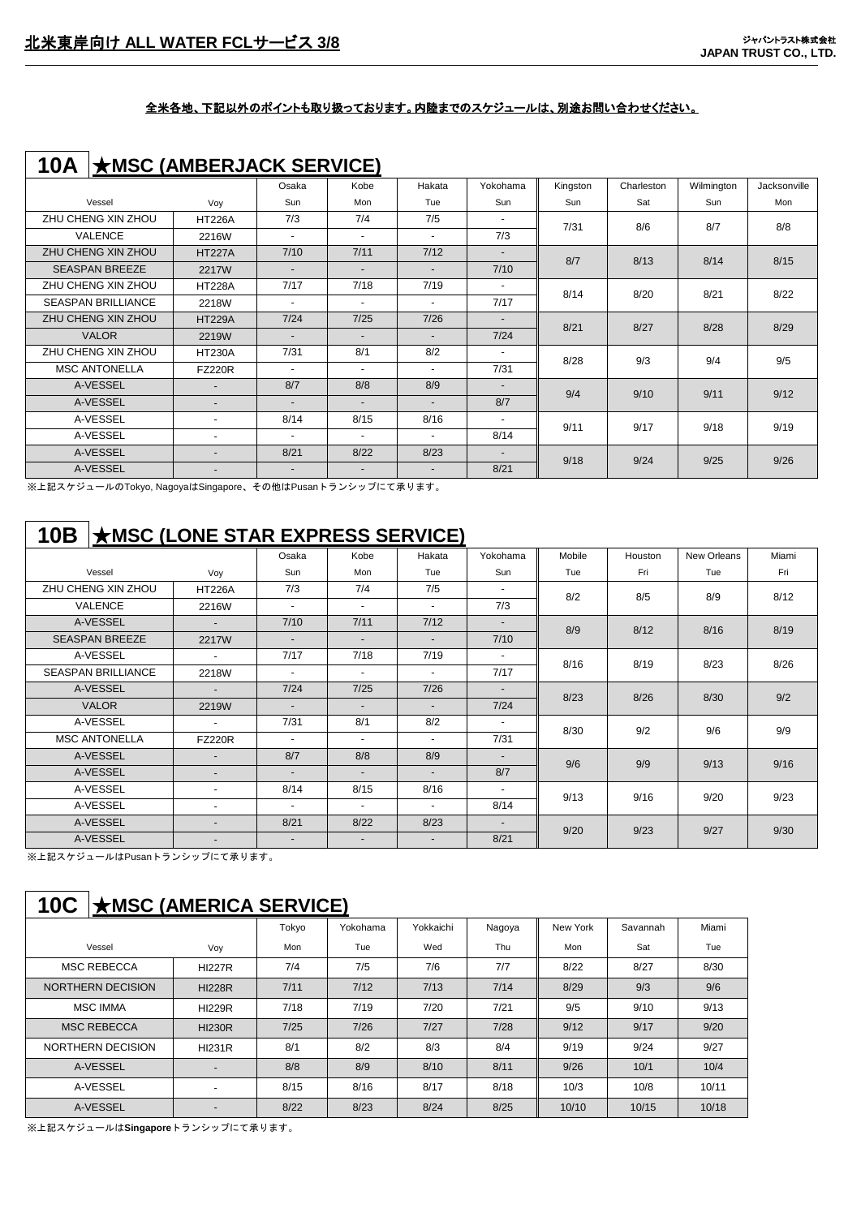# 北米東岸向け ALL WATER FCLサービス 3/8

ジャパントラスト株式会社
**JAPAN TRUST CO., LTD.**

**全米各地、下記以外のポイントも取り扱っております。内陸までのスケジュールは、別途お問い合わせください。**

## 10A ★MSC (AMBERJACK SERVICE)

| Vessel | Voy | Osaka Sun | Kobe Mon | Hakata Tue | Yokohama Sun | Kingston Sun | Charleston Sat | Wilmington Sun | Jacksonville Mon |
|---|---|---|---|---|---|---|---|---|---|
| ZHU CHENG XIN ZHOU | HT226A | 7/3 | 7/4 | 7/5 | - | 7/31 | 8/6 | 8/7 | 8/8 |
| VALENCE | 2216W | - | - | - | 7/3 | | | | |
| ZHU CHENG XIN ZHOU | HT227A | 7/10 | 7/11 | 7/12 | - | 8/7 | 8/13 | 8/14 | 8/15 |
| SEASPAN BREEZE | 2217W | - | - | - | 7/10 | | | | |
| ZHU CHENG XIN ZHOU | HT228A | 7/17 | 7/18 | 7/19 | - | 8/14 | 8/20 | 8/21 | 8/22 |
| SEASPAN BRILLIANCE | 2218W | - | - | - | 7/17 | | | | |
| ZHU CHENG XIN ZHOU | HT229A | 7/24 | 7/25 | 7/26 | - | 8/21 | 8/27 | 8/28 | 8/29 |
| VALOR | 2219W | - | - | - | 7/24 | | | | |
| ZHU CHENG XIN ZHOU | HT230A | 7/31 | 8/1 | 8/2 | - | 8/28 | 9/3 | 9/4 | 9/5 |
| MSC ANTONELLA | FZ220R | - | - | - | 7/31 | | | | |
| A-VESSEL | - | 8/7 | 8/8 | 8/9 | - | 9/4 | 9/10 | 9/11 | 9/12 |
| A-VESSEL | - | - | - | - | 8/7 | | | | |
| A-VESSEL | - | 8/14 | 8/15 | 8/16 | - | 9/11 | 9/17 | 9/18 | 9/19 |
| A-VESSEL | - | - | - | - | 8/14 | | | | |
| A-VESSEL | - | 8/21 | 8/22 | 8/23 | - | 9/18 | 9/24 | 9/25 | 9/26 |
| A-VESSEL | - | - | - | - | 8/21 | | | | |

※上記スケジュールのTokyo, NagoyaはSingapore、その他はPusanトランシップにて承ります。

## 10B ★MSC (LONE STAR EXPRESS SERVICE)

| Vessel | Voy | Osaka Sun | Kobe Mon | Hakata Tue | Yokohama Sun | Mobile Tue | Houston Fri | New Orleans Tue | Miami Fri |
|---|---|---|---|---|---|---|---|---|---|
| ZHU CHENG XIN ZHOU | HT226A | 7/3 | 7/4 | 7/5 | - | 8/2 | 8/5 | 8/9 | 8/12 |
| VALENCE | 2216W | - | - | - | 7/3 | | | | |
| A-VESSEL | - | 7/10 | 7/11 | 7/12 | - | 8/9 | 8/12 | 8/16 | 8/19 |
| SEASPAN BREEZE | 2217W | - | - | - | 7/10 | | | | |
| A-VESSEL | - | 7/17 | 7/18 | 7/19 | - | 8/16 | 8/19 | 8/23 | 8/26 |
| SEASPAN BRILLIANCE | 2218W | - | - | - | 7/17 | | | | |
| A-VESSEL | - | 7/24 | 7/25 | 7/26 | - | 8/23 | 8/26 | 8/30 | 9/2 |
| VALOR | 2219W | - | - | - | 7/24 | | | | |
| A-VESSEL | - | 7/31 | 8/1 | 8/2 | - | 8/30 | 9/2 | 9/6 | 9/9 |
| MSC ANTONELLA | FZ220R | - | - | - | 7/31 | | | | |
| A-VESSEL | - | 8/7 | 8/8 | 8/9 | - | 9/6 | 9/9 | 9/13 | 9/16 |
| A-VESSEL | - | - | - | - | 8/7 | | | | |
| A-VESSEL | - | 8/14 | 8/15 | 8/16 | - | 9/13 | 9/16 | 9/20 | 9/23 |
| A-VESSEL | - | - | - | - | 8/14 | | | | |
| A-VESSEL | - | 8/21 | 8/22 | 8/23 | - | 9/20 | 9/23 | 9/27 | 9/30 |
| A-VESSEL | - | - | - | - | 8/21 | | | | |

※上記スケジュールはPusanトランシップにて承ります。

## 10C ★MSC (AMERICA SERVICE)

| Vessel | Voy | Tokyo Mon | Yokohama Tue | Yokkaichi Wed | Nagoya Thu | New York Mon | Savannah Sat | Miami Tue |
|---|---|---|---|---|---|---|---|---|
| MSC REBECCA | HI227R | 7/4 | 7/5 | 7/6 | 7/7 | 8/22 | 8/27 | 8/30 |
| NORTHERN DECISION | HI228R | 7/11 | 7/12 | 7/13 | 7/14 | 8/29 | 9/3 | 9/6 |
| MSC IMMA | HI229R | 7/18 | 7/19 | 7/20 | 7/21 | 9/5 | 9/10 | 9/13 |
| MSC REBECCA | HI230R | 7/25 | 7/26 | 7/27 | 7/28 | 9/12 | 9/17 | 9/20 |
| NORTHERN DECISION | HI231R | 8/1 | 8/2 | 8/3 | 8/4 | 9/19 | 9/24 | 9/27 |
| A-VESSEL | - | 8/8 | 8/9 | 8/10 | 8/11 | 9/26 | 10/1 | 10/4 |
| A-VESSEL | - | 8/15 | 8/16 | 8/17 | 8/18 | 10/3 | 10/8 | 10/11 |
| A-VESSEL | - | 8/22 | 8/23 | 8/24 | 8/25 | 10/10 | 10/15 | 10/18 |

※上記スケジュールは**Singapore**トランシップにて承ります。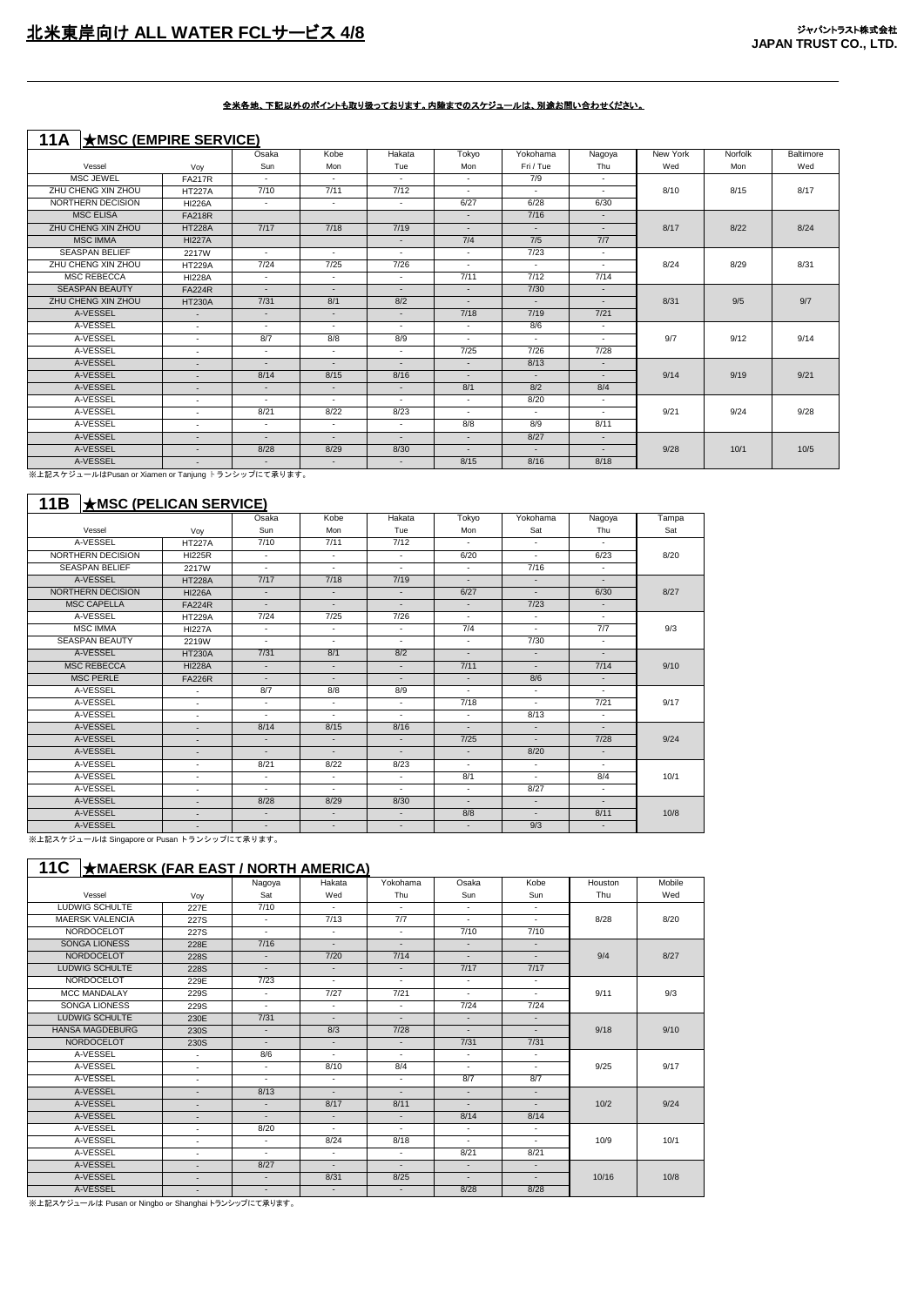# 北米東岸向け ALL WATER FCLサービス 4/8

ジャパントラスト株式会社
JAPAN TRUST CO., LTD.

全米各地、下記以外のポイントも取り扱っております。内陸までのスケジュールは、別途お問い合わせください。

## 11A ★MSC (EMPIRE SERVICE)

| Vessel | Voy | Osaka Sun | Kobe Mon | Hakata Tue | Tokyo Mon | Yokohama Fri / Tue | Nagoya Thu | New York Wed | Norfolk Mon | Baltimore Wed |
|---|---|---|---|---|---|---|---|---|---|---|
| MSC JEWEL | FA217R | - | - | - | - | 7/9 | - | 8/10 | 8/15 | 8/17 |
| ZHU CHENG XIN ZHOU | HT227A | 7/10 | 7/11 | 7/12 | - | - | - | | | |
| NORTHERN DECISION | HI226A | - | - | - | 6/27 | 6/28 | 6/30 | | | |
| MSC ELISA | FA218R | | | | - | 7/16 | - | 8/17 | 8/22 | 8/24 |
| ZHU CHENG XIN ZHOU | HT228A | 7/17 | 7/18 | 7/19 | - | - | - | | | |
| MSC IMMA | HI227A | | | - | 7/4 | 7/5 | 7/7 | | | |
| SEASPAN BELIEF | 2217W | - | - | - | - | 7/23 | - | 8/24 | 8/29 | 8/31 |
| ZHU CHENG XIN ZHOU | HT229A | 7/24 | 7/25 | 7/26 | - | - | - | | | |
| MSC REBECCA | HI228A | - | - | - | 7/11 | 7/12 | 7/14 | | | |
| SEASPAN BEAUTY | FA224R | - | - | - | - | 7/30 | - | 8/31 | 9/5 | 9/7 |
| ZHU CHENG XIN ZHOU | HT230A | 7/31 | 8/1 | 8/2 | - | - | - | | | |
| A-VESSEL | - | - | - | - | 7/18 | 7/19 | 7/21 | | | |
| A-VESSEL | - | - | - | - | - | 8/6 | - | 9/7 | 9/12 | 9/14 |
| A-VESSEL | - | 8/7 | 8/8 | 8/9 | - | - | - | | | |
| A-VESSEL | - | - | - | - | 7/25 | 7/26 | 7/28 | | | |
| A-VESSEL | - | - | - | - | - | 8/13 | - | 9/14 | 9/19 | 9/21 |
| A-VESSEL | - | 8/14 | 8/15 | 8/16 | - | - | - | | | |
| A-VESSEL | - | - | - | - | 8/1 | 8/2 | 8/4 | | | |
| A-VESSEL | - | - | - | - | - | 8/20 | - | 9/21 | 9/24 | 9/28 |
| A-VESSEL | - | 8/21 | 8/22 | 8/23 | - | - | - | | | |
| A-VESSEL | - | - | - | - | 8/8 | 8/9 | 8/11 | | | |
| A-VESSEL | - | - | - | - | - | 8/27 | - | 9/28 | 10/1 | 10/5 |
| A-VESSEL | - | 8/28 | 8/29 | 8/30 | - | - | - | | | |
| A-VESSEL | - | - | - | - | 8/15 | 8/16 | 8/18 | | | |

※上記スケジュールはPusan or Xiamen or Tanjung トランシップにて承ります。

## 11B ★MSC (PELICAN SERVICE)

| Vessel | Voy | Osaka Sun | Kobe Mon | Hakata Tue | Tokyo Mon | Yokohama Sat | Nagoya Thu | Tampa Sat |
|---|---|---|---|---|---|---|---|---|
| A-VESSEL | HT227A | 7/10 | 7/11 | 7/12 | - | - | - | 8/20 |
| NORTHERN DECISION | HI225R | - | - | - | 6/20 | - | 6/23 | |
| SEASPAN BELIEF | 2217W | - | - | - | - | 7/16 | - | |
| A-VESSEL | HT228A | 7/17 | 7/18 | 7/19 | - | - | - | 8/27 |
| NORTHERN DECISION | HI226A | - | - | - | 6/27 | - | 6/30 | |
| MSC CAPELLA | FA224R | - | - | - | - | 7/23 | - | |
| A-VESSEL | HT229A | 7/24 | 7/25 | 7/26 | - | - | - | 9/3 |
| MSC IMMA | HI227A | - | - | - | 7/4 | - | 7/7 | |
| SEASPAN BEAUTY | 2219W | - | - | - | - | 7/30 | - | |
| A-VESSEL | HT230A | 7/31 | 8/1 | 8/2 | - | - | - | 9/10 |
| MSC REBECCA | HI228A | - | - | - | 7/11 | - | 7/14 | |
| MSC PERLE | FA226R | - | - | - | - | 8/6 | - | |
| A-VESSEL | - | 8/7 | 8/8 | 8/9 | - | - | - | 9/17 |
| A-VESSEL | - | - | - | - | 7/18 | - | 7/21 | |
| A-VESSEL | - | - | - | - | - | 8/13 | - | |
| A-VESSEL | - | 8/14 | 8/15 | 8/16 | - | - | - | 9/24 |
| A-VESSEL | - | - | - | - | 7/25 | - | 7/28 | |
| A-VESSEL | - | - | - | - | - | 8/20 | - | |
| A-VESSEL | - | 8/21 | 8/22 | 8/23 | - | - | - | 10/1 |
| A-VESSEL | - | - | - | - | 8/1 | - | 8/4 | |
| A-VESSEL | - | - | - | - | - | 8/27 | - | |
| A-VESSEL | - | 8/28 | 8/29 | 8/30 | - | - | - | 10/8 |
| A-VESSEL | - | - | - | - | 8/8 | - | 8/11 | |
| A-VESSEL | - | - | - | - | - | 9/3 | - | |

※上記スケジュールは Singapore or Pusan トランシップにて承ります。

## 11C ★MAERSK (FAR EAST / NORTH AMERICA)

| Vessel | Voy | Nagoya Sat | Hakata Wed | Yokohama Thu | Osaka Sun | Kobe Sun | Houston Thu | Mobile Wed |
|---|---|---|---|---|---|---|---|---|
| LUDWIG SCHULTE | 227E | 7/10 | - | - | - | - | 8/28 | 8/20 |
| MAERSK VALENCIA | 227S | - | 7/13 | 7/7 | - | - | | |
| NORDOCELOT | 227S | - | - | - | 7/10 | 7/10 | | |
| SONGA LIONESS | 228E | 7/16 | - | - | - | - | 9/4 | 8/27 |
| NORDOCELOT | 228S | - | 7/20 | 7/14 | - | - | | |
| LUDWIG SCHULTE | 228S | - | - | - | 7/17 | 7/17 | | |
| NORDOCELOT | 229E | 7/23 | - | - | - | - | 9/11 | 9/3 |
| MCC MANDALAY | 229S | - | 7/27 | 7/21 | - | - | | |
| SONGA LIONESS | 229S | - | - | - | 7/24 | 7/24 | | |
| LUDWIG SCHULTE | 230E | 7/31 | - | - | - | - | 9/18 | 9/10 |
| HANSA MAGDEBURG | 230S | - | 8/3 | 7/28 | - | - | | |
| NORDOCELOT | 230S | - | - | - | 7/31 | 7/31 | | |
| A-VESSEL | - | 8/6 | - | - | - | - | 9/25 | 9/17 |
| A-VESSEL | - | - | 8/10 | 8/4 | - | - | | |
| A-VESSEL | - | - | - | - | 8/7 | 8/7 | | |
| A-VESSEL | - | 8/13 | - | - | - | - | 10/2 | 9/24 |
| A-VESSEL | - | - | 8/17 | 8/11 | - | - | | |
| A-VESSEL | - | - | - | - | 8/14 | 8/14 | | |
| A-VESSEL | - | 8/20 | - | - | - | - | 10/9 | 10/1 |
| A-VESSEL | - | - | 8/24 | 8/18 | - | - | | |
| A-VESSEL | - | - | - | - | 8/21 | 8/21 | | |
| A-VESSEL | - | 8/27 | - | - | - | - | 10/16 | 10/8 |
| A-VESSEL | - | - | 8/31 | 8/25 | - | - | | |
| A-VESSEL | - | - | - | - | 8/28 | 8/28 | | |

※上記スケジュールは Pusan or Ningbo or Shanghai トランシップにて承ります。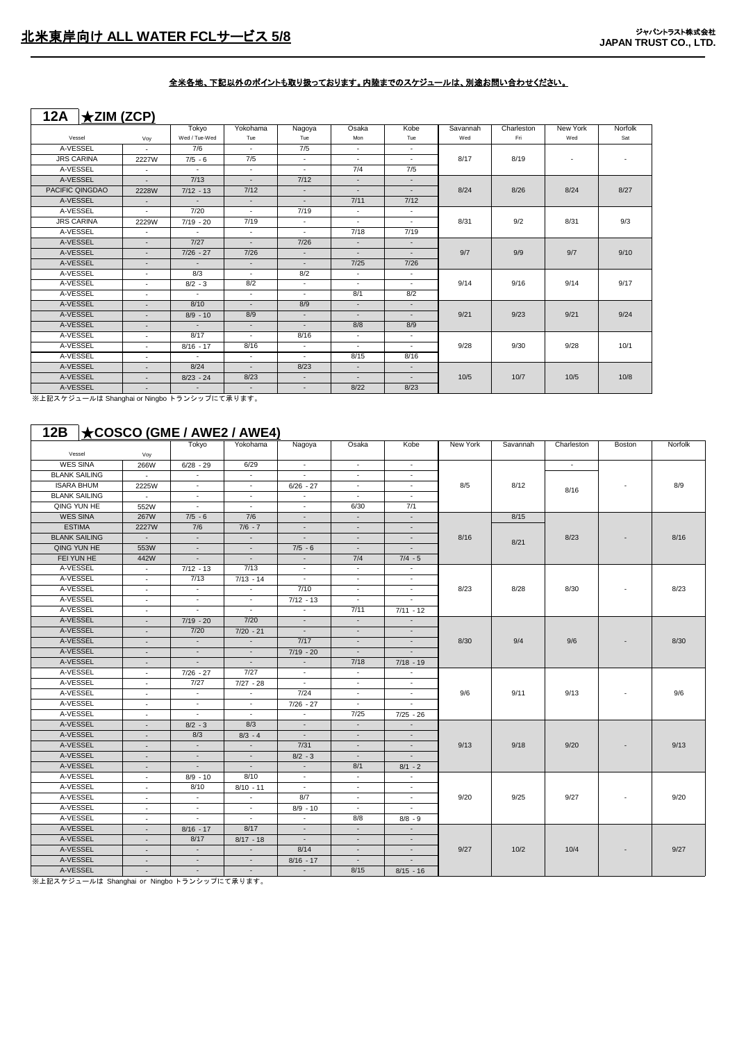# 北米東岸向け ALL WATER FCLサービス 5/8

ジャパントラスト株式会社
JAPAN TRUST CO., LTD.

全米各地、下記以外のポイントも取り扱っております。内陸までのスケジュールは、別途お問い合わせください。

## 12A ★ZIM (ZCP)

| Vessel | Voy | Tokyo Wed / Tue-Wed | Yokohama Tue | Nagoya Tue | Osaka Mon | Kobe Tue | Savannah Wed | Charleston Fri | New York Wed | Norfolk Sat |
|---|---|---|---|---|---|---|---|---|---|---|
| A-VESSEL | - | 7/6 | - | 7/5 | - | - | 8/17 | 8/19 | - | - |
| JRS CARINA | 2227W | 7/5 - 6 | 7/5 | - | - | - | | | | |
| A-VESSEL | - | - | - | - | 7/4 | 7/5 | | | | |
| A-VESSEL | - | 7/13 | - | 7/12 | - | - | 8/24 | 8/26 | 8/24 | 8/27 |
| PACIFIC QINGDAO | 2228W | 7/12 - 13 | 7/12 | - | - | - | | | | |
| A-VESSEL | - | - | - | - | 7/11 | 7/12 | | | | |
| A-VESSEL | - | 7/20 | - | 7/19 | - | - | 8/31 | 9/2 | 8/31 | 9/3 |
| JRS CARINA | 2229W | 7/19 - 20 | 7/19 | - | - | - | | | | |
| A-VESSEL | - | - | - | - | 7/18 | 7/19 | | | | |
| A-VESSEL | - | 7/27 | - | 7/26 | - | - | 9/7 | 9/9 | 9/7 | 9/10 |
| A-VESSEL | - | 7/26 - 27 | 7/26 | - | - | - | | | | |
| A-VESSEL | - | - | - | - | 7/25 | 7/26 | | | | |
| A-VESSEL | - | 8/3 | - | 8/2 | - | - | 9/14 | 9/16 | 9/14 | 9/17 |
| A-VESSEL | - | 8/2 - 3 | 8/2 | - | - | - | | | | |
| A-VESSEL | - | - | - | - | 8/1 | 8/2 | | | | |
| A-VESSEL | - | 8/10 | - | 8/9 | - | - | 9/21 | 9/23 | 9/21 | 9/24 |
| A-VESSEL | - | 8/9 - 10 | 8/9 | - | - | - | | | | |
| A-VESSEL | - | - | - | - | 8/8 | 8/9 | | | | |
| A-VESSEL | - | 8/17 | - | 8/16 | - | - | 9/28 | 9/30 | 9/28 | 10/1 |
| A-VESSEL | - | 8/16 - 17 | 8/16 | - | - | - | | | | |
| A-VESSEL | - | - | - | - | 8/15 | 8/16 | | | | |
| A-VESSEL | - | 8/24 | - | 8/23 | - | - | 10/5 | 10/7 | 10/5 | 10/8 |
| A-VESSEL | - | 8/23 - 24 | 8/23 | - | - | - | | | | |
| A-VESSEL | - | - | - | - | 8/22 | 8/23 | | | | |

※上記スケジュールは Shanghai or Ningbo トランシップにて承ります。

## 12B ★COSCO (GME / AWE2 / AWE4)

| Vessel | Voy | Tokyo | Yokohama | Nagoya | Osaka | Kobe | New York | Savannah | Charleston | Boston | Norfolk |
|---|---|---|---|---|---|---|---|---|---|---|---|
| WES SINA | 266W | 6/28 - 29 | 6/29 | - | - | - | 8/5 | 8/12 | - | - | 8/9 |
| BLANK SAILING | - | - | - | - | - | - | | | 8/16 | | |
| ISARA BHUM | 2225W | - | - | 6/26 - 27 | - | - | | | | | |
| BLANK SAILING | - | - | - | - | - | - | | | | | |
| QING YUN HE | 552W | - | - | - | 6/30 | 7/1 | | | | | |
| WES SINA | 267W | 7/5 - 6 | 7/6 | - | - | - | 8/16 | 8/15 | 8/23 | - | 8/16 |
| ESTIMA | 2227W | 7/6 | 7/6 - 7 | - | - | - | | 8/21 | | | |
| BLANK SAILING | - | - | - | - | - | - | | | | | |
| QING YUN HE | 553W | - | - | 7/5 - 6 | - | - | | | | | |
| FEI YUN HE | 442W | - | - | - | 7/4 | 7/4 - 5 | | | | | |
| A-VESSEL | - | 7/12 - 13 | 7/13 | - | - | - | 8/23 | 8/28 | 8/30 | - | 8/23 |
| A-VESSEL | - | 7/13 | 7/13 - 14 | - | - | - | | | | | |
| A-VESSEL | - | - | - | 7/10 | - | - | | | | | |
| A-VESSEL | - | - | - | 7/12 - 13 | - | - | | | | | |
| A-VESSEL | - | - | - | - | 7/11 | 7/11 - 12 | | | | | |
| A-VESSEL | - | 7/19 - 20 | 7/20 | - | - | - | 8/30 | 9/4 | 9/6 | - | 8/30 |
| A-VESSEL | - | 7/20 | 7/20 - 21 | - | - | - | | | | | |
| A-VESSEL | - | - | - | 7/17 | - | - | | | | | |
| A-VESSEL | - | - | - | 7/19 - 20 | - | - | | | | | |
| A-VESSEL | - | - | - | - | 7/18 | 7/18 - 19 | | | | | |
| A-VESSEL | - | 7/26 - 27 | 7/27 | - | - | - | 9/6 | 9/11 | 9/13 | - | 9/6 |
| A-VESSEL | - | 7/27 | 7/27 - 28 | - | - | - | | | | | |
| A-VESSEL | - | - | - | 7/24 | - | - | | | | | |
| A-VESSEL | - | - | - | 7/26 - 27 | - | - | | | | | |
| A-VESSEL | - | - | - | - | 7/25 | 7/25 - 26 | | | | | |
| A-VESSEL | - | 8/2 - 3 | 8/3 | - | - | - | 9/13 | 9/18 | 9/20 | - | 9/13 |
| A-VESSEL | - | 8/3 | 8/3 - 4 | - | - | - | | | | | |
| A-VESSEL | - | - | - | 7/31 | - | - | | | | | |
| A-VESSEL | - | - | - | 8/2 - 3 | - | - | | | | | |
| A-VESSEL | - | - | - | - | 8/1 | 8/1 - 2 | | | | | |
| A-VESSEL | - | 8/9 - 10 | 8/10 | - | - | - | 9/20 | 9/25 | 9/27 | - | 9/20 |
| A-VESSEL | - | 8/10 | 8/10 - 11 | - | - | - | | | | | |
| A-VESSEL | - | - | - | 8/7 | - | - | | | | | |
| A-VESSEL | - | - | - | 8/9 - 10 | - | - | | | | | |
| A-VESSEL | - | - | - | - | 8/8 | 8/8 - 9 | | | | | |
| A-VESSEL | - | 8/16 - 17 | 8/17 | - | - | - | 9/27 | 10/2 | 10/4 | - | 9/27 |
| A-VESSEL | - | 8/17 | 8/17 - 18 | - | - | - | | | | | |
| A-VESSEL | - | - | - | 8/14 | - | - | | | | | |
| A-VESSEL | - | - | - | 8/16 - 17 | - | - | | | | | |
| A-VESSEL | - | - | - | - | 8/15 | 8/15 - 16 | | | | | |

※上記スケジュールは Shanghai or Ningbo トランシップにて承ります。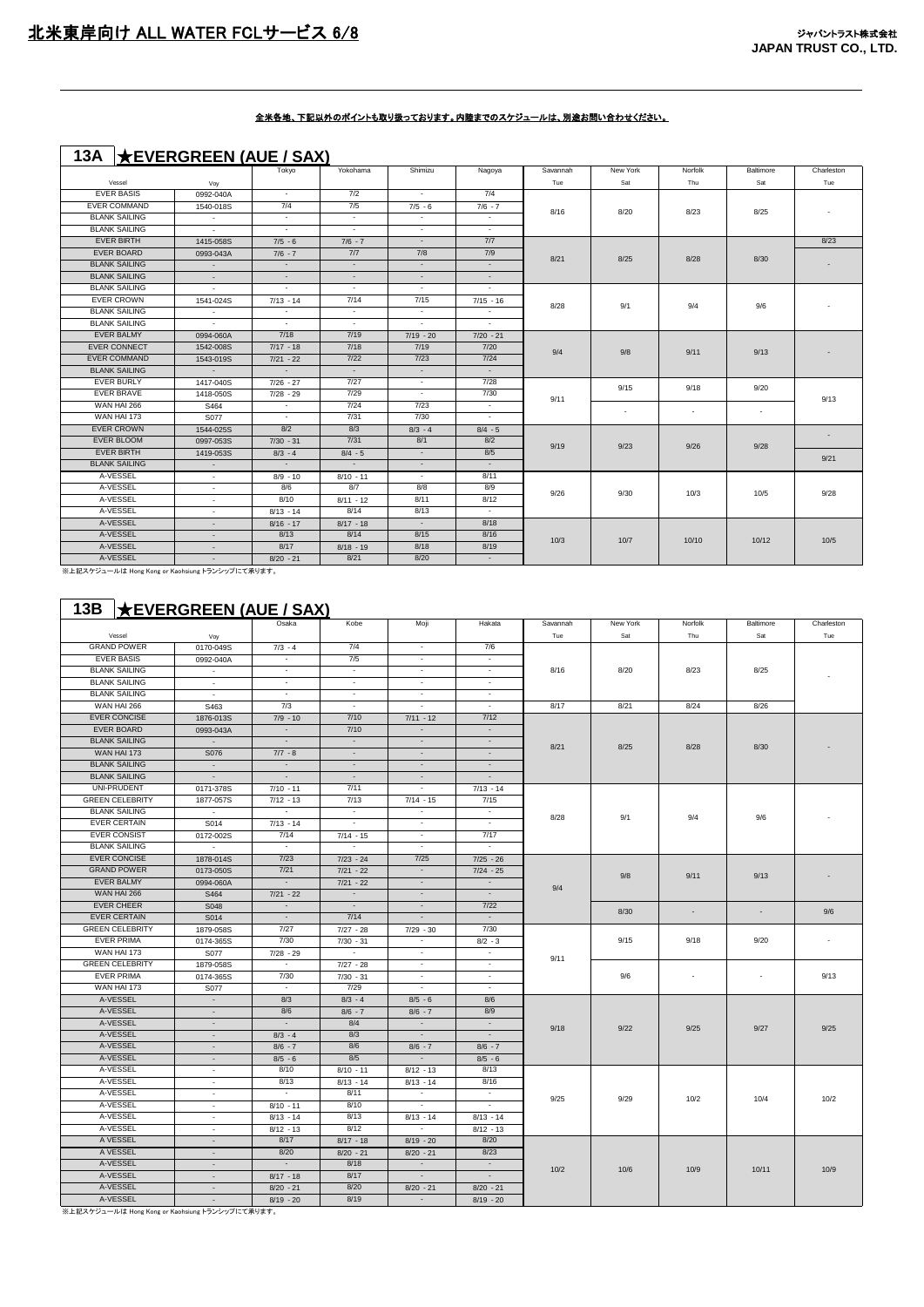# 北米東岸向け ALL WATER FCLサービス 6/8

ジャパントラスト株式会社
**JAPAN TRUST CO., LTD.**

全米各地、下記以外のポイントも取り扱っております。内陸までのスケジュールは、別途お問い合わせください。

## 13A ★EVERGREEN (AUE / SAX)

| Vessel | Voy | Tokyo | Yokohama | Shimizu | Nagoya | Savannah Tue | New York Sat | Norfolk Thu | Baltimore Sat | Charleston Tue |
|---|---|---|---|---|---|---|---|---|---|---|
| EVER BASIS | 0992-040A | - | 7/2 | - | 7/4 | 8/16 | 8/20 | 8/23 | 8/25 | - |
| EVER COMMAND | 1540-018S | 7/4 | 7/5 | 7/5 - 6 | 7/6 - 7 | | | | | |
| BLANK SAILING | - | - | - | - | - | | | | | |
| BLANK SAILING | - | - | - | - | - | | | | | |
| EVER BIRTH | 1415-058S | 7/5 - 6 | 7/6 - 7 | - | 7/7 | 8/21 | 8/25 | 8/28 | 8/30 | 8/23 |
| EVER BOARD | 0993-043A | 7/6 - 7 | 7/7 | 7/8 | 7/9 | | | | | - |
| BLANK SAILING | - | - | - | - | - | | | | | |
| BLANK SAILING | - | - | - | - | - | | | | | |
| BLANK SAILING | - | - | - | - | - | 8/28 | 9/1 | 9/4 | 9/6 | - |
| EVER CROWN | 1541-024S | 7/13 - 14 | 7/14 | 7/15 | 7/15 - 16 | | | | | |
| BLANK SAILING | - | - | - | - | - | | | | | |
| BLANK SAILING | - | - | - | - | - | | | | | |
| EVER BALMY | 0994-060A | 7/18 | 7/19 | 7/19 - 20 | 7/20 - 21 | 9/4 | 9/8 | 9/11 | 9/13 | - |
| EVER CONNECT | 1542-008S | 7/17 - 18 | 7/18 | 7/19 | 7/20 | | | | | |
| EVER COMMAND | 1543-019S | 7/21 - 22 | 7/22 | 7/23 | 7/24 | | | | | |
| BLANK SAILING | - | - | - | - | - | | | | | |
| EVER BURLY | 1417-040S | 7/26 - 27 | 7/27 | - | 7/28 | 9/11 | 9/15 | 9/18 | 9/20 | 9/13 |
| EVER BRAVE | 1418-050S | 7/28 - 29 | 7/29 | - | 7/30 | | | | | |
| WAN HAI 266 | S464 | - | 7/24 | 7/23 | - | | - | - | - | |
| WAN HAI 173 | S077 | - | 7/31 | 7/30 | - | | | | | |
| EVER CROWN | 1544-025S | 8/2 | 8/3 | 8/3 - 4 | 8/4 - 5 | 9/19 | 9/23 | 9/26 | 9/28 | - |
| EVER BLOOM | 0997-053S | 7/30 - 31 | 7/31 | 8/1 | 8/2 | | | | | |
| EVER BIRTH | 1419-053S | 8/3 - 4 | 8/4 - 5 | - | 8/5 | | | | | 9/21 |
| BLANK SAILING | - | - | - | - | - | | | | | |
| A-VESSEL | - | 8/9 - 10 | 8/10 - 11 | - | 8/11 | 9/26 | 9/30 | 10/3 | 10/5 | 9/28 |
| A-VESSEL | - | 8/6 | 8/7 | 8/8 | 8/9 | | | | | |
| A-VESSEL | - | 8/10 | 8/11 - 12 | 8/11 | 8/12 | | | | | |
| A-VESSEL | - | 8/13 - 14 | 8/14 | 8/13 | - | | | | | |
| A-VESSEL | - | 8/16 - 17 | 8/17 - 18 | - | 8/18 | 10/3 | 10/7 | 10/10 | 10/12 | 10/5 |
| A-VESSEL | - | 8/13 | 8/14 | 8/15 | 8/16 | | | | | |
| A-VESSEL | - | 8/17 | 8/18 - 19 | 8/18 | 8/19 | | | | | |
| A-VESSEL | - | 8/20 - 21 | 8/21 | 8/20 | - | | | | | |

※上記スケジュールは Hong Kong or Kaohsiung トランシップにて承ります。

## 13B ★EVERGREEN (AUE / SAX)

| Vessel | Voy | Osaka | Kobe | Moji | Hakata | Savannah Tue | New York Sat | Norfolk Thu | Baltimore Sat | Charleston Tue |
|---|---|---|---|---|---|---|---|---|---|---|
| GRAND POWER | 0170-049S | 7/3 - 4 | 7/4 | - | 7/6 | 8/16 | 8/20 | 8/23 | 8/25 | - |
| EVER BASIS | 0992-040A | - | 7/5 | - | - | | | | | |
| BLANK SAILING | - | - | - | - | - | | | | | |
| BLANK SAILING | - | - | - | - | - | | | | | |
| BLANK SAILING | - | - | - | - | - | | | | | |
| WAN HAI 266 | S463 | 7/3 | - | - | - | 8/17 | 8/21 | 8/24 | 8/26 | |
| EVER CONCISE | 1876-013S | 7/9 - 10 | 7/10 | 7/11 - 12 | 7/12 | 8/21 | 8/25 | 8/28 | 8/30 | - |
| EVER BOARD | 0993-043A | - | 7/10 | - | - | | | | | |
| BLANK SAILING | - | - | - | - | - | | | | | |
| WAN HAI 173 | S076 | 7/7 - 8 | - | - | - | | | | | |
| BLANK SAILING | - | - | - | - | - | | | | | |
| BLANK SAILING | - | - | - | - | - | | | | | |
| UNI-PRUDENT | 0171-378S | 7/10 - 11 | 7/11 | - | 7/13 - 14 | 8/28 | 9/1 | 9/4 | 9/6 | - |
| GREEN CELEBRITY | 1877-057S | 7/12 - 13 | 7/13 | 7/14 - 15 | 7/15 | | | | | |
| BLANK SAILING | - | - | - | - | - | | | | | |
| EVER CERTAIN | S014 | 7/13 - 14 | - | - | - | | | | | |
| EVER CONSIST | 0172-002S | 7/14 | 7/14 - 15 | - | 7/17 | | | | | |
| BLANK SAILING | - | - | - | - | - | | | | | |
| EVER CONCISE | 1878-014S | 7/23 | 7/23 - 24 | 7/25 | 7/25 - 26 | 9/4 | 9/8 | 9/11 | 9/13 | - |
| GRAND POWER | 0173-050S | 7/21 | 7/21 - 22 | - | 7/24 - 25 | | | | | |
| EVER BALMY | 0994-060A | - | 7/21 - 22 | - | - | | | | | |
| WAN HAI 266 | S464 | 7/21 - 22 | - | - | - | | | | | |
| EVER CHEER | S048 | - | - | - | 7/22 | | 8/30 | - | - | 9/6 |
| EVER CERTAIN | S014 | - | 7/14 | - | - | | | | | |
| GREEN CELEBRITY | 1879-058S | 7/27 | 7/27 - 28 | 7/29 - 30 | 7/30 | 9/11 | 9/15 | 9/18 | 9/20 | - |
| EVER PRIMA | 0174-365S | 7/30 | 7/30 - 31 | - | 8/2 - 3 | | | | | |
| WAN HAI 173 | S077 | 7/28 - 29 | - | - | - | | | | | |
| GREEN CELEBRITY | 1879-058S | - | 7/27 - 28 | - | - | | 9/6 | - | - | 9/13 |
| EVER PRIMA | 0174-365S | 7/30 | 7/30 - 31 | - | - | | | | | |
| WAN HAI 173 | S077 | - | 7/29 | - | - | | | | | |
| A-VESSEL | - | 8/3 | 8/3 - 4 | 8/5 - 6 | 8/6 | 9/18 | 9/22 | 9/25 | 9/27 | 9/25 |
| A-VESSEL | - | 8/6 | 8/6 - 7 | 8/6 - 7 | 8/9 | | | | | |
| A-VESSEL | - | - | 8/4 | - | - | | | | | |
| A-VESSEL | - | 8/3 - 4 | 8/3 | - | - | | | | | |
| A-VESSEL | - | 8/6 - 7 | 8/6 | 8/6 - 7 | 8/6 - 7 | | | | | |
| A-VESSEL | - | 8/5 - 6 | 8/5 | - | 8/5 - 6 | | | | | |
| A-VESSEL | - | 8/10 | 8/10 - 11 | 8/12 - 13 | 8/13 | 9/25 | 9/29 | 10/2 | 10/4 | 10/2 |
| A-VESSEL | - | 8/13 | 8/13 - 14 | 8/13 - 14 | 8/16 | | | | | |
| A-VESSEL | - | - | 8/11 | - | - | | | | | |
| A-VESSEL | - | 8/10 - 11 | 8/10 | - | - | | | | | |
| A-VESSEL | - | 8/13 - 14 | 8/13 | 8/13 - 14 | 8/13 - 14 | | | | | |
| A-VESSEL | - | 8/12 - 13 | 8/12 | - | 8/12 - 13 | | | | | |
| A VESSEL | - | 8/17 | 8/17 - 18 | 8/19 - 20 | 8/20 | 10/2 | 10/6 | 10/9 | 10/11 | 10/9 |
| A VESSEL | - | 8/20 | 8/20 - 21 | 8/20 - 21 | 8/23 | | | | | |
| A-VESSEL | - | - | 8/18 | - | - | | | | | |
| A-VESSEL | - | 8/17 - 18 | 8/17 | - | - | | | | | |
| A-VESSEL | - | 8/20 - 21 | 8/20 | 8/20 - 21 | 8/20 - 21 | | | | | |
| A-VESSEL | - | 8/19 - 20 | 8/19 | - | 8/19 - 20 | | | | | |

※上記スケジュールは Hong Kong or Kaohsiung トランシップにて承ります。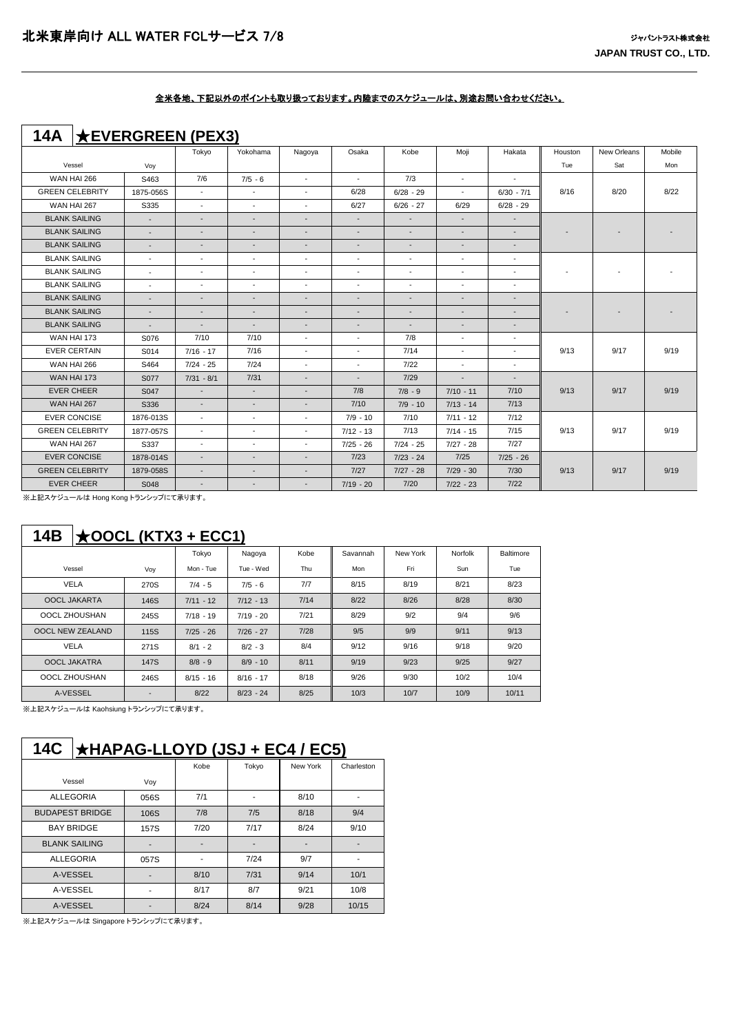# 北米東岸向け ALL WATER FCLサービス 7/8

ジャパントラスト株式会社
**JAPAN TRUST CO., LTD.**

全米各地、下記以外のポイントも取り扱っております。内陸までのスケジュールは、別途お問い合わせください。

## 14A ★EVERGREEN (PEX3)

| Vessel | Voy | Tokyo | Yokohama | Nagoya | Osaka | Kobe | Moji | Hakata | Houston | New Orleans | Mobile |
|---|---|---|---|---|---|---|---|---|---|---|---|
| | | | | | | | | | Tue | Sat | Mon |
| WAN HAI 266 | S463 | 7/6 | 7/5 - 6 | - | - | 7/3 | - | - | 8/16 | 8/20 | 8/22 |
| GREEN CELEBRITY | 1875-056S | - | - | - | 6/28 | 6/28 - 29 | - | 6/30 - 7/1 | | | |
| WAN HAI 267 | S335 | - | - | - | 6/27 | 6/26 - 27 | 6/29 | 6/28 - 29 | | | |
| BLANK SAILING | - | - | - | - | - | - | - | - | - | - | - |
| BLANK SAILING | - | - | - | - | - | - | - | - | | | |
| BLANK SAILING | - | - | - | - | - | - | - | - | | | |
| BLANK SAILING | - | - | - | - | - | - | - | - | - | - | - |
| BLANK SAILING | - | - | - | - | - | - | - | - | | | |
| BLANK SAILING | - | - | - | - | - | - | - | - | | | |
| BLANK SAILING | - | - | - | - | - | - | - | - | - | - | - |
| BLANK SAILING | - | - | - | - | - | - | - | - | | | |
| BLANK SAILING | - | - | - | - | - | - | - | - | | | |
| WAN HAI 173 | S076 | 7/10 | 7/10 | - | - | 7/8 | - | - | 9/13 | 9/17 | 9/19 |
| EVER CERTAIN | S014 | 7/16 - 17 | 7/16 | - | - | 7/14 | - | - | | | |
| WAN HAI 266 | S464 | 7/24 - 25 | 7/24 | - | - | 7/22 | - | - | | | |
| WAN HAI 173 | S077 | 7/31 - 8/1 | 7/31 | - | - | 7/29 | - | - | 9/13 | 9/17 | 9/19 |
| EVER CHEER | S047 | - | - | - | 7/8 | 7/8 - 9 | 7/10 - 11 | 7/10 | | | |
| WAN HAI 267 | S336 | - | - | - | 7/10 | 7/9 - 10 | 7/13 - 14 | 7/13 | | | |
| EVER CONCISE | 1876-013S | - | - | - | 7/9 - 10 | 7/10 | 7/11 - 12 | 7/12 | 9/13 | 9/17 | 9/19 |
| GREEN CELEBRITY | 1877-057S | - | - | - | 7/12 - 13 | 7/13 | 7/14 - 15 | 7/15 | | | |
| WAN HAI 267 | S337 | - | - | - | 7/25 - 26 | 7/24 - 25 | 7/27 - 28 | 7/27 | | | |
| EVER CONCISE | 1878-014S | - | - | - | 7/23 | 7/23 - 24 | 7/25 | 7/25 - 26 | 9/13 | 9/17 | 9/19 |
| GREEN CELEBRITY | 1879-058S | - | - | - | 7/27 | 7/27 - 28 | 7/29 - 30 | 7/30 | | | |
| EVER CHEER | S048 | - | - | - | 7/19 - 20 | 7/20 | 7/22 - 23 | 7/22 | | | |

※上記スケジュールは Hong Kong トランシップにて承ります。

## 14B ★OOCL (KTX3 + ECC1)

| Vessel | Voy | Tokyo | Nagoya | Kobe | Savannah | New York | Norfolk | Baltimore |
|---|---|---|---|---|---|---|---|---|
| | | Mon - Tue | Tue - Wed | Thu | Mon | Fri | Sun | Tue |
| VELA | 270S | 7/4 - 5 | 7/5 - 6 | 7/7 | 8/15 | 8/19 | 8/21 | 8/23 |
| OOCL JAKARTA | 146S | 7/11 - 12 | 7/12 - 13 | 7/14 | 8/22 | 8/26 | 8/28 | 8/30 |
| OOCL ZHOUSHAN | 245S | 7/18 - 19 | 7/19 - 20 | 7/21 | 8/29 | 9/2 | 9/4 | 9/6 |
| OOCL NEW ZEALAND | 115S | 7/25 - 26 | 7/26 - 27 | 7/28 | 9/5 | 9/9 | 9/11 | 9/13 |
| VELA | 271S | 8/1 - 2 | 8/2 - 3 | 8/4 | 9/12 | 9/16 | 9/18 | 9/20 |
| OOCL JAKATRA | 147S | 8/8 - 9 | 8/9 - 10 | 8/11 | 9/19 | 9/23 | 9/25 | 9/27 |
| OOCL ZHOUSHAN | 246S | 8/15 - 16 | 8/16 - 17 | 8/18 | 9/26 | 9/30 | 10/2 | 10/4 |
| A-VESSEL | - | 8/22 | 8/23 - 24 | 8/25 | 10/3 | 10/7 | 10/9 | 10/11 |

※上記スケジュールは Kaohsiung トランシップにて承ります。

## 14C ★HAPAG-LLOYD (JSJ + EC4 / EC5)

| Vessel | Voy | Kobe | Tokyo | New York | Charleston |
|---|---|---|---|---|---|
| ALLEGORIA | 056S | 7/1 | - | 8/10 | - |
| BUDAPEST BRIDGE | 106S | 7/8 | 7/5 | 8/18 | 9/4 |
| BAY BRIDGE | 157S | 7/20 | 7/17 | 8/24 | 9/10 |
| BLANK SAILING | - | - | - | - | - |
| ALLEGORIA | 057S | - | 7/24 | 9/7 | - |
| A-VESSEL | - | 8/10 | 7/31 | 9/14 | 10/1 |
| A-VESSEL | - | 8/17 | 8/7 | 9/21 | 10/8 |
| A-VESSEL | - | 8/24 | 8/14 | 9/28 | 10/15 |

※上記スケジュールは Singapore トランシップにて承ります。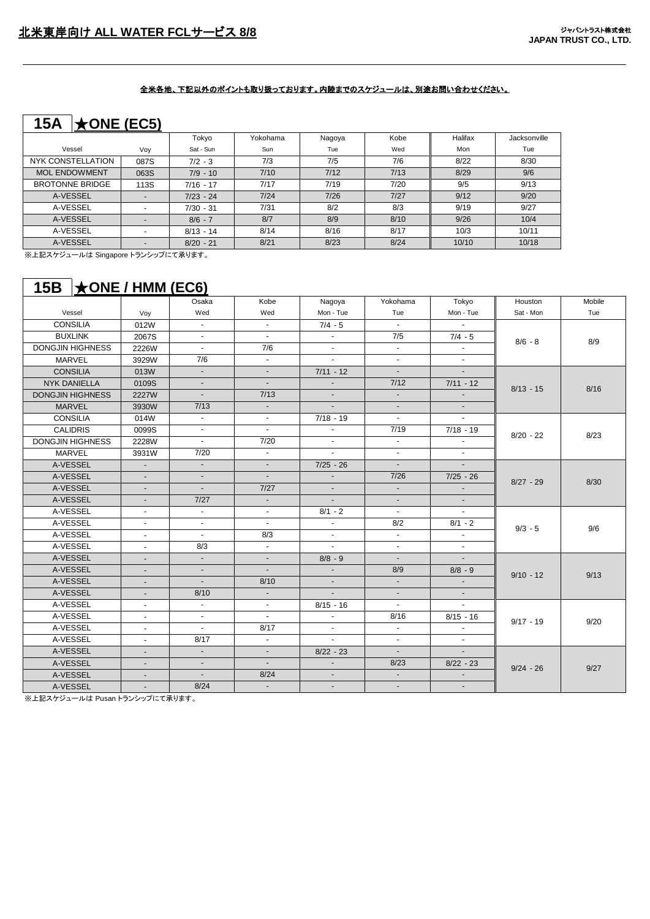# 北米東岸向け ALL WATER FCLサービス 8/8

ジャパントラスト株式会社
JAPAN TRUST CO., LTD.

全米各地、下記以外のポイントも取り扱っております。内陸までのスケジュールは、別途お問い合わせください。

## 15A ★ONE (EC5)

| | | Tokyo | Yokohama | Nagoya | Kobe | Halifax | Jacksonville |
|---|---|---|---|---|---|---|---|
| Vessel | Voy | Sat - Sun | Sun | Tue | Wed | Mon | Tue |
| NYK CONSTELLATION | 087S | 7/2 - 3 | 7/3 | 7/5 | 7/6 | 8/22 | 8/30 |
| MOL ENDOWMENT | 063S | 7/9 - 10 | 7/10 | 7/12 | 7/13 | 8/29 | 9/6 |
| BROTONNE BRIDGE | 113S | 7/16 - 17 | 7/17 | 7/19 | 7/20 | 9/5 | 9/13 |
| A-VESSEL | - | 7/23 - 24 | 7/24 | 7/26 | 7/27 | 9/12 | 9/20 |
| A-VESSEL | - | 7/30 - 31 | 7/31 | 8/2 | 8/3 | 9/19 | 9/27 |
| A-VESSEL | - | 8/6 - 7 | 8/7 | 8/9 | 8/10 | 9/26 | 10/4 |
| A-VESSEL | - | 8/13 - 14 | 8/14 | 8/16 | 8/17 | 10/3 | 10/11 |
| A-VESSEL | - | 8/20 - 21 | 8/21 | 8/23 | 8/24 | 10/10 | 10/18 |

※上記スケジュールは Singapore トランシップにて承ります。

## 15B ★ONE / HMM (EC6)

| | | Osaka | Kobe | Nagoya | Yokohama | Tokyo | Houston | Mobile |
|---|---|---|---|---|---|---|---|---|
| Vessel | Voy | Wed | Wed | Mon - Tue | Tue | Mon - Tue | Sat - Mon | Tue |
| CONSILIA | 012W | - | - | 7/4 - 5 | - | - | 8/6 - 8 | 8/9 |
| BUXLINK | 2067S | - | - | - | 7/5 | 7/4 - 5 | | |
| DONGJIN HIGHNESS | 2226W | - | 7/6 | - | - | - | | |
| MARVEL | 3929W | 7/6 | - | - | - | - | | |
| CONSILIA | 013W | - | - | 7/11 - 12 | - | - | 8/13 - 15 | 8/16 |
| NYK DANIELLA | 0109S | - | - | - | 7/12 | 7/11 - 12 | | |
| DONGJIN HIGHNESS | 2227W | - | 7/13 | - | - | - | | |
| MARVEL | 3930W | 7/13 | - | - | - | - | | |
| CONSILIA | 014W | - | - | 7/18 - 19 | - | - | 8/20 - 22 | 8/23 |
| CALIDRIS | 0099S | - | - | - | 7/19 | 7/18 - 19 | | |
| DONGJIN HIGHNESS | 2228W | - | 7/20 | - | - | - | | |
| MARVEL | 3931W | 7/20 | - | - | - | - | | |
| A-VESSEL | - | - | - | 7/25 - 26 | - | - | 8/27 - 29 | 8/30 |
| A-VESSEL | - | - | - | - | 7/26 | 7/25 - 26 | | |
| A-VESSEL | - | - | 7/27 | - | - | - | | |
| A-VESSEL | - | 7/27 | - | - | - | - | | |
| A-VESSEL | - | - | - | 8/1 - 2 | - | - | 9/3 - 5 | 9/6 |
| A-VESSEL | - | - | - | - | 8/2 | 8/1 - 2 | | |
| A-VESSEL | - | - | 8/3 | - | - | - | | |
| A-VESSEL | - | 8/3 | - | - | - | - | | |
| A-VESSEL | - | - | - | 8/8 - 9 | - | - | 9/10 - 12 | 9/13 |
| A-VESSEL | - | - | - | - | 8/9 | 8/8 - 9 | | |
| A-VESSEL | - | - | 8/10 | - | - | - | | |
| A-VESSEL | - | 8/10 | - | - | - | - | | |
| A-VESSEL | - | - | - | 8/15 - 16 | - | - | 9/17 - 19 | 9/20 |
| A-VESSEL | - | - | - | - | 8/16 | 8/15 - 16 | | |
| A-VESSEL | - | - | 8/17 | - | - | - | | |
| A-VESSEL | - | 8/17 | - | - | - | - | | |
| A-VESSEL | - | - | - | 8/22 - 23 | - | - | 9/24 - 26 | 9/27 |
| A-VESSEL | - | - | - | - | 8/23 | 8/22 - 23 | | |
| A-VESSEL | - | - | 8/24 | - | - | - | | |
| A-VESSEL | - | 8/24 | - | - | - | - | | |

※上記スケジュールは Pusan トランシップにて承ります。